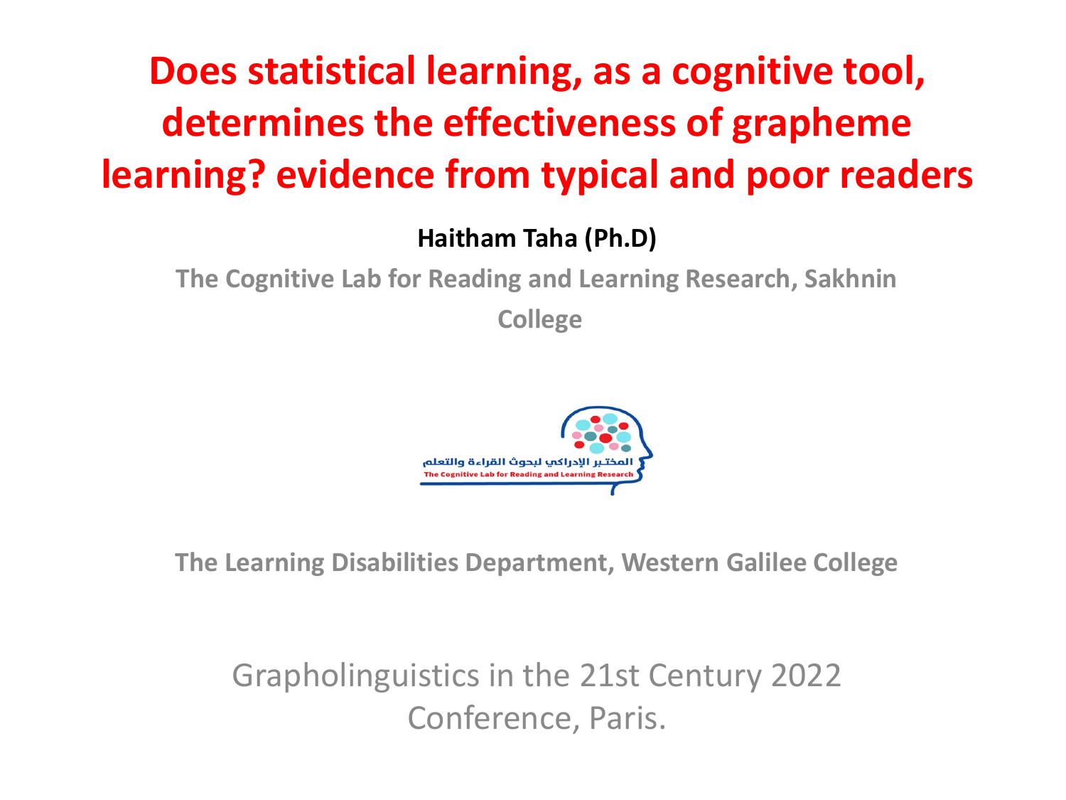# Does statistical learning, as a cognitive tool, determines the effectiveness of grapheme learning? evidence from typical and poor readers

**Haitham Taha (Ph.D)**

**The Cognitive Lab for Reading and Learning Research, Sakhnin College**

المختبر الإدراكي لبحوث القراءة والتعلم

The Cognitive Lab for Reading and Learning Research

**The Learning Disabilities Department, Western Galilee College**

Grapholinguistics in the 21st Century 2022 Conference, Paris.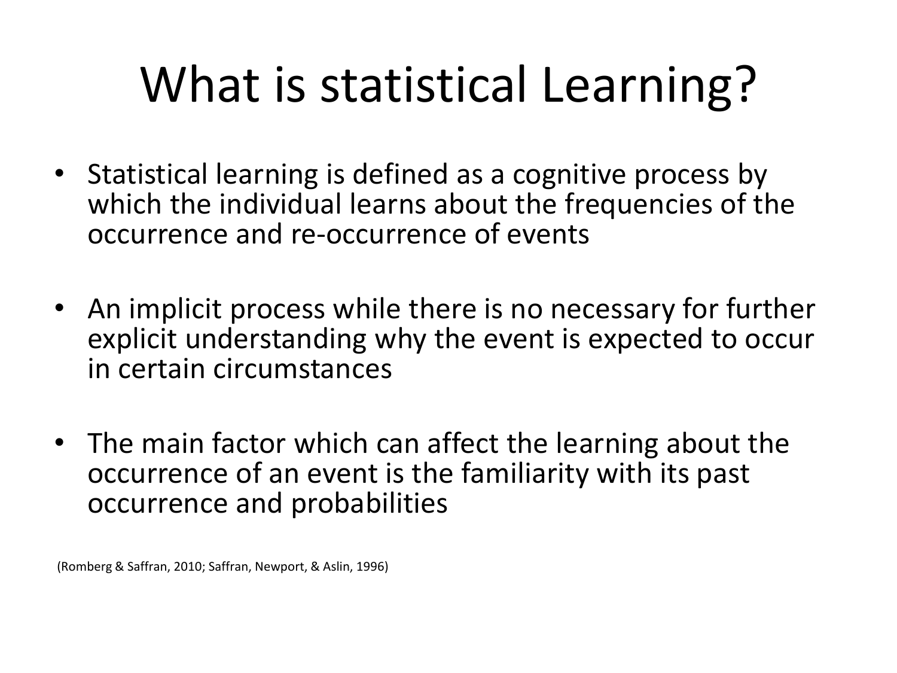# What is statistical Learning?

- Statistical learning is defined as a cognitive process by which the individual learns about the frequencies of the occurrence and re-occurrence of events
- An implicit process while there is no necessary for further explicit understanding why the event is expected to occur in certain circumstances
- The main factor which can affect the learning about the occurrence of an event is the familiarity with its past occurrence and probabilities

(Romberg & Saffran, 2010; Saffran, Newport, & Aslin, 1996)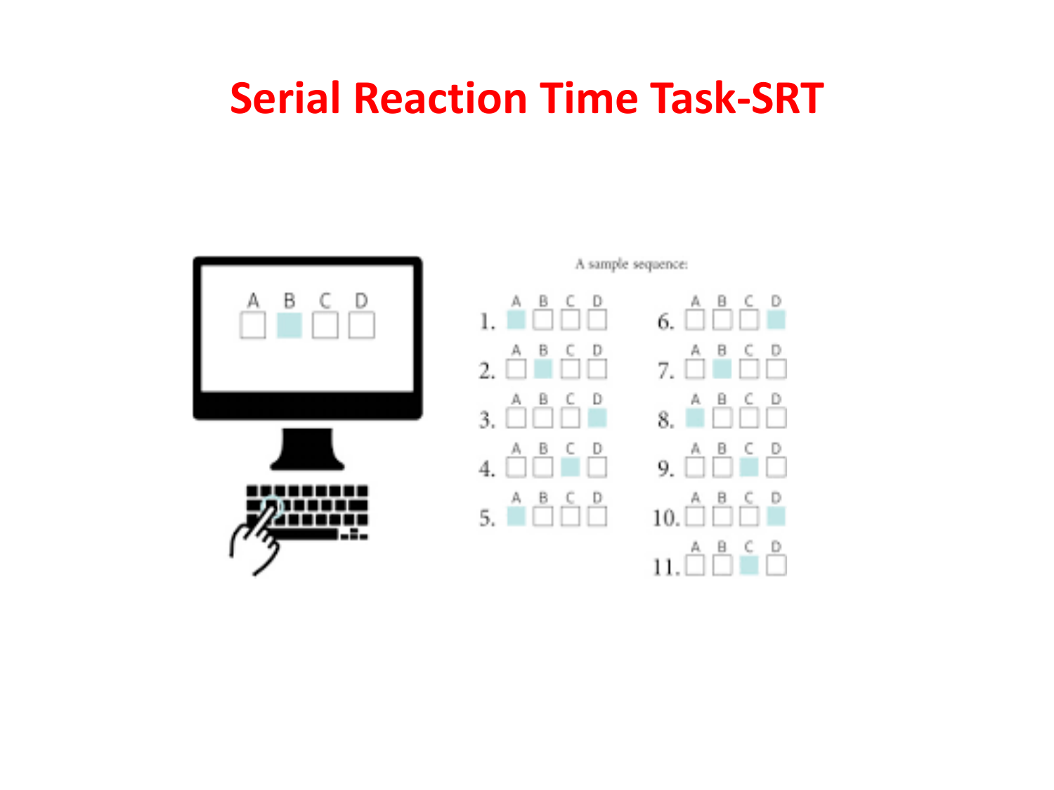# Serial Reaction Time Task-SRT

A sample sequence: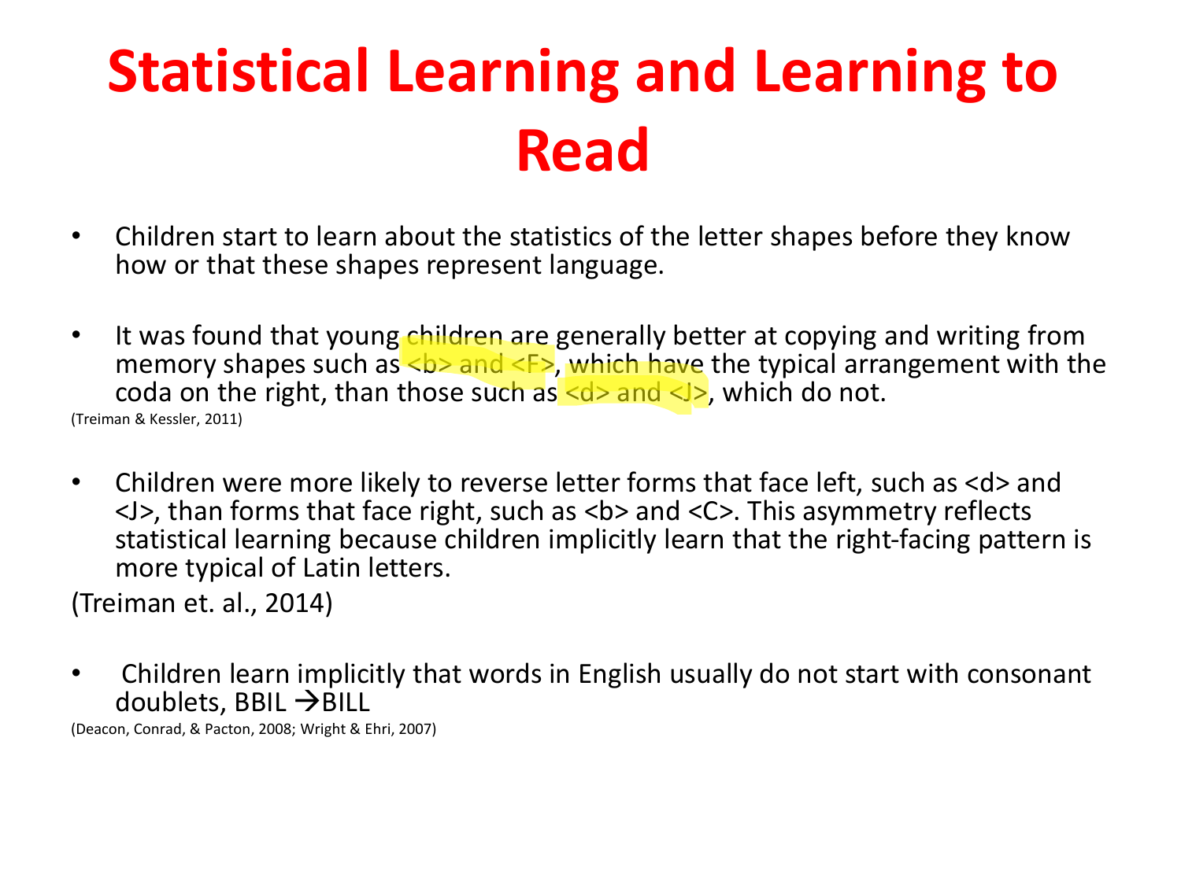# Statistical Learning and Learning to Read

- Children start to learn about the statistics of the letter shapes before they know how or that these shapes represent language.

- It was found that young children are generally better at copying and writing from memory shapes such as <b> and <F>, which have the typical arrangement with the coda on the right, than those such as <d> and <J>, which do not.

(Treiman & Kessler, 2011)

- Children were more likely to reverse letter forms that face left, such as <d> and <J>, than forms that face right, such as <b> and <C>. This asymmetry reflects statistical learning because children implicitly learn that the right-facing pattern is more typical of Latin letters.

(Treiman et. al., 2014)

- Children learn implicitly that words in English usually do not start with consonant doublets, BBIL →BILL

(Deacon, Conrad, & Pacton, 2008; Wright & Ehri, 2007)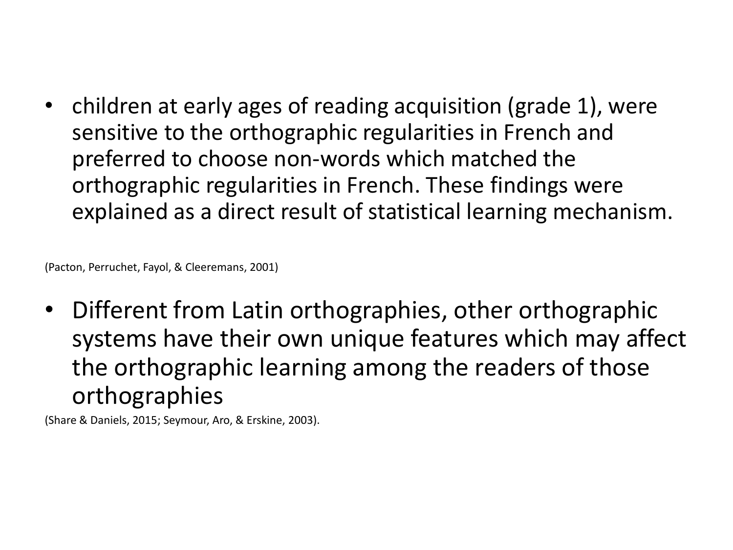- children at early ages of reading acquisition (grade 1), were sensitive to the orthographic regularities in French and preferred to choose non-words which matched the orthographic regularities in French. These findings were explained as a direct result of statistical learning mechanism.

(Pacton, Perruchet, Fayol, & Cleeremans, 2001)

- Different from Latin orthographies, other orthographic systems have their own unique features which may affect the orthographic learning among the readers of those orthographies

(Share & Daniels, 2015; Seymour, Aro, & Erskine, 2003).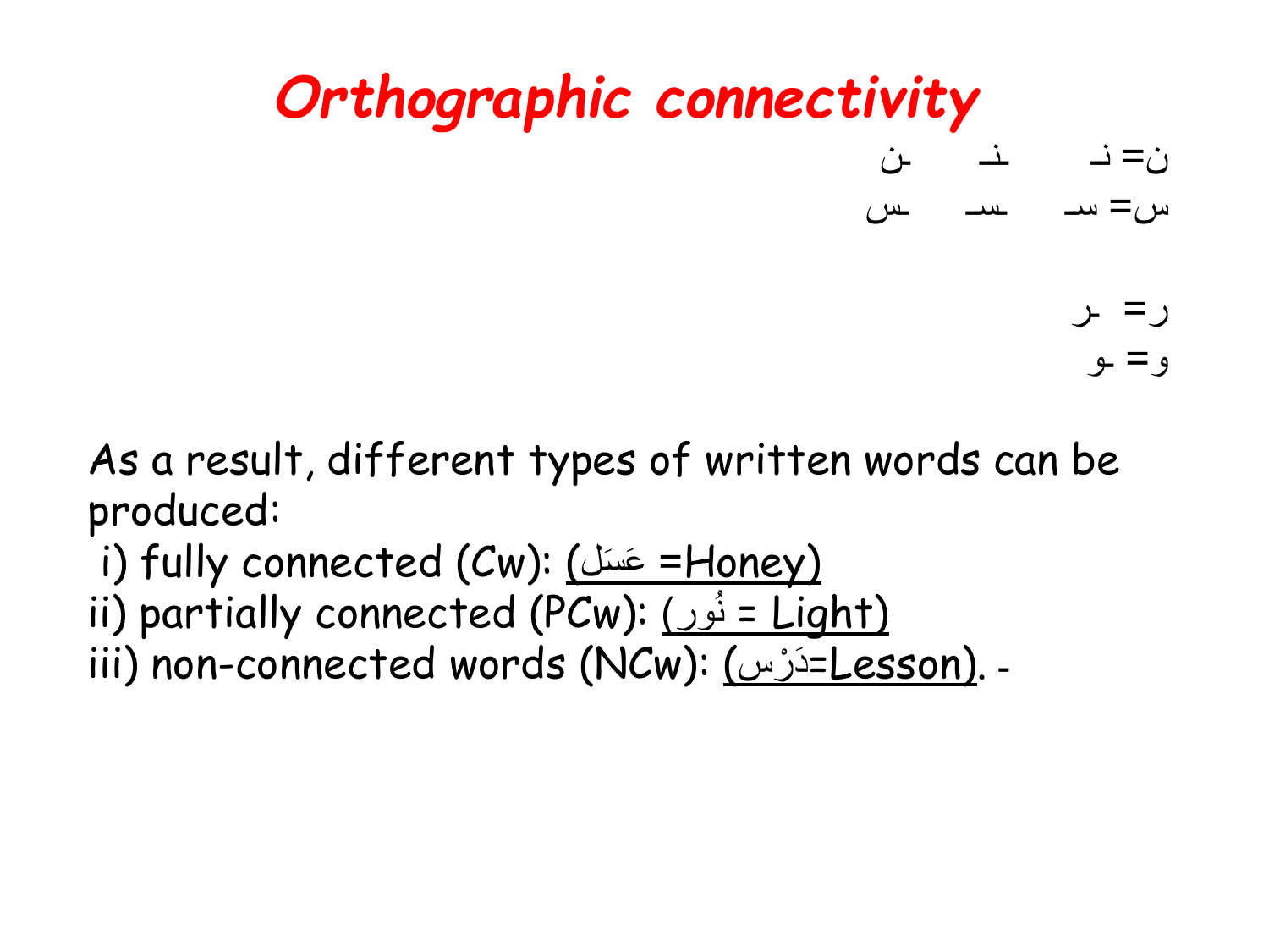# *Orthographic connectivity*

ن= نـ ـنـ ـن

س= سـ ـسـ ـس

ر= ـر

و= ـو

As a result, different types of written words can be produced:

i) fully connected (Cw): (عَسَل =Honey)

ii) partially connected (PCw): (نُور = Light)

iii) non-connected words (NCw): (دَرْس=Lesson). -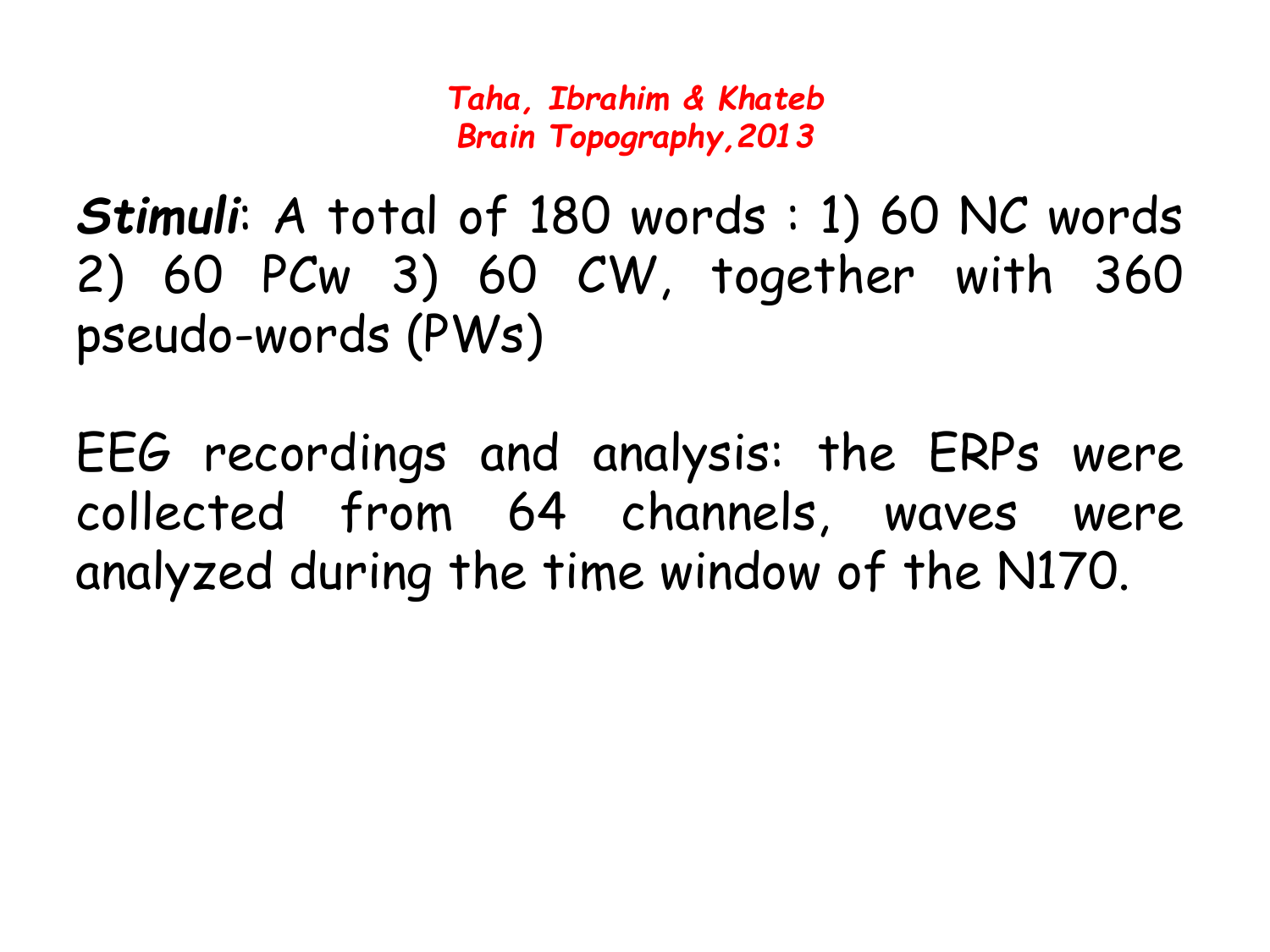*Taha, Ibrahim & Khateb*
*Brain Topography, 2013*

***Stimuli***: A total of 180 words : 1) 60 NC words 2) 60 PCw 3) 60 CW, together with 360 pseudo-words (PWs)

EEG recordings and analysis: the ERPs were collected from 64 channels, waves were analyzed during the time window of the N170.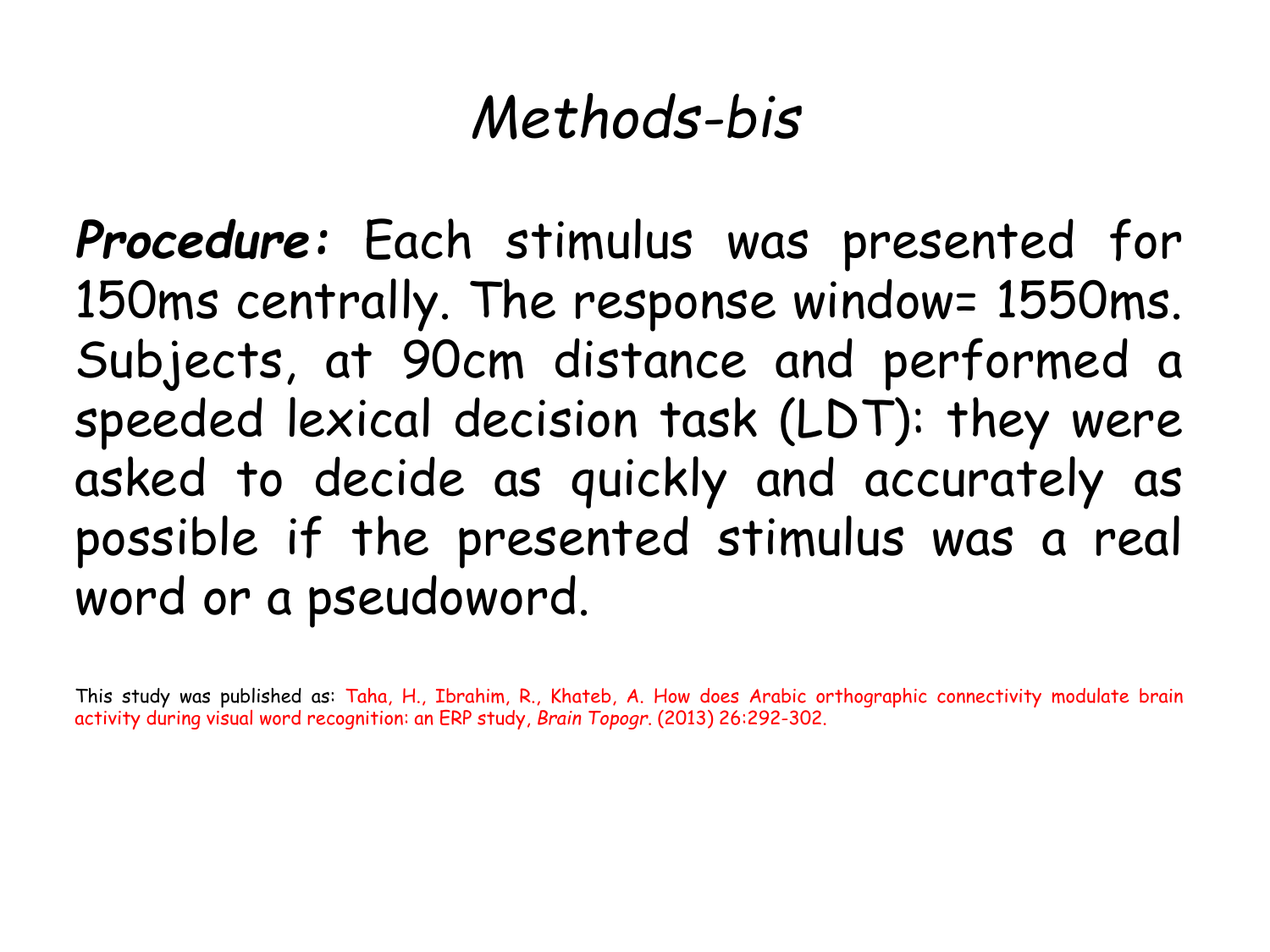# *Methods-bis*

***Procedure:*** Each stimulus was presented for 150ms centrally. The response window= 1550ms. Subjects, at 90cm distance and performed a speeded lexical decision task (LDT): they were asked to decide as quickly and accurately as possible if the presented stimulus was a real word or a pseudoword.

This study was published as: Taha, H., Ibrahim, R., Khateb, A. How does Arabic orthographic connectivity modulate brain activity during visual word recognition: an ERP study, *Brain Topogr.* (2013) 26:292-302.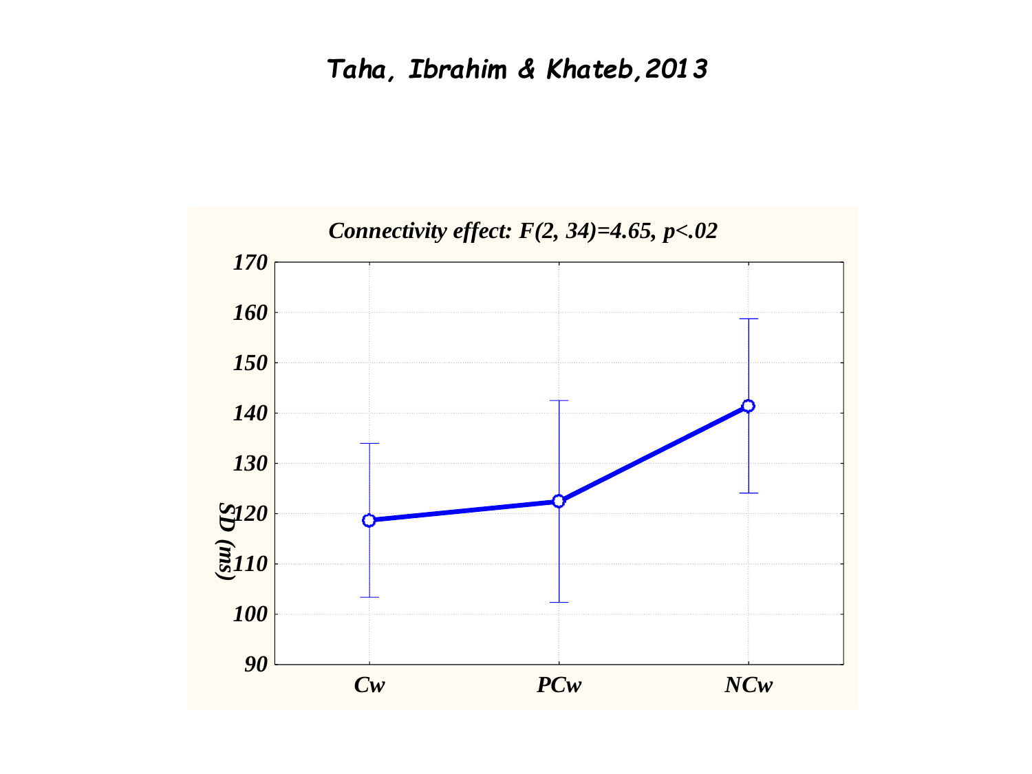# *Taha, Ibrahim & Khateb,2013*

*Connectivity effect: $F(2, 34)=4.65$, $p<.02$*

| Condition | SD (ms) |
|---|---|
| Cw | ~119 |
| PCw | ~122 |
| NCw | ~141 |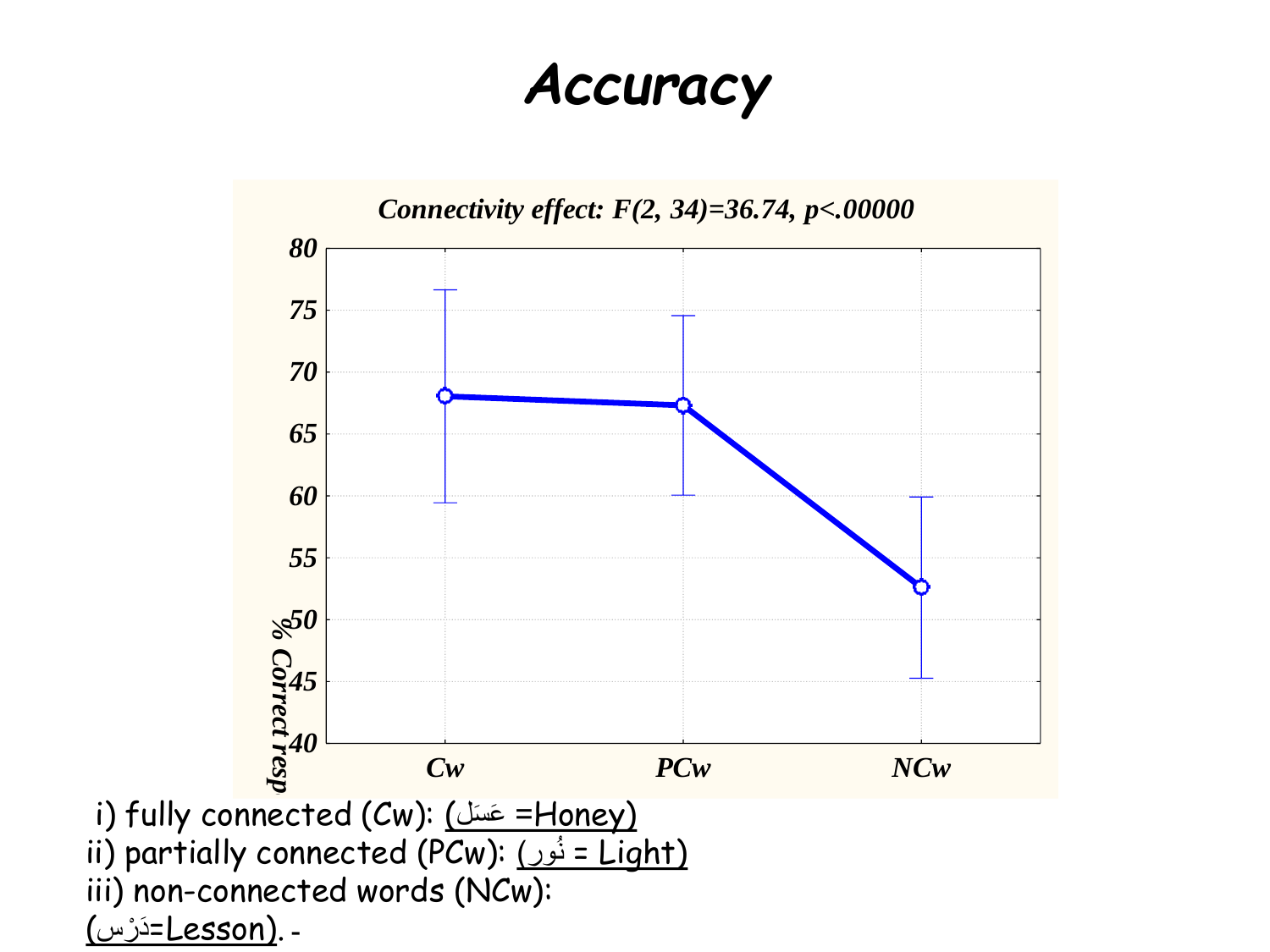# Accuracy

*Connectivity effect: $F(2, 34)=36.74$, $p<.00000$*

| Condition | % Correct resp |
|---|---|
| Cw | ~68 |
| PCw | ~67.3 |
| NCw | ~52.6 |

i) fully connected (Cw): (عَسَل =Honey)
ii) partially connected (PCw): (نُور = Light)
iii) non-connected words (NCw): (دَرْس=Lesson). -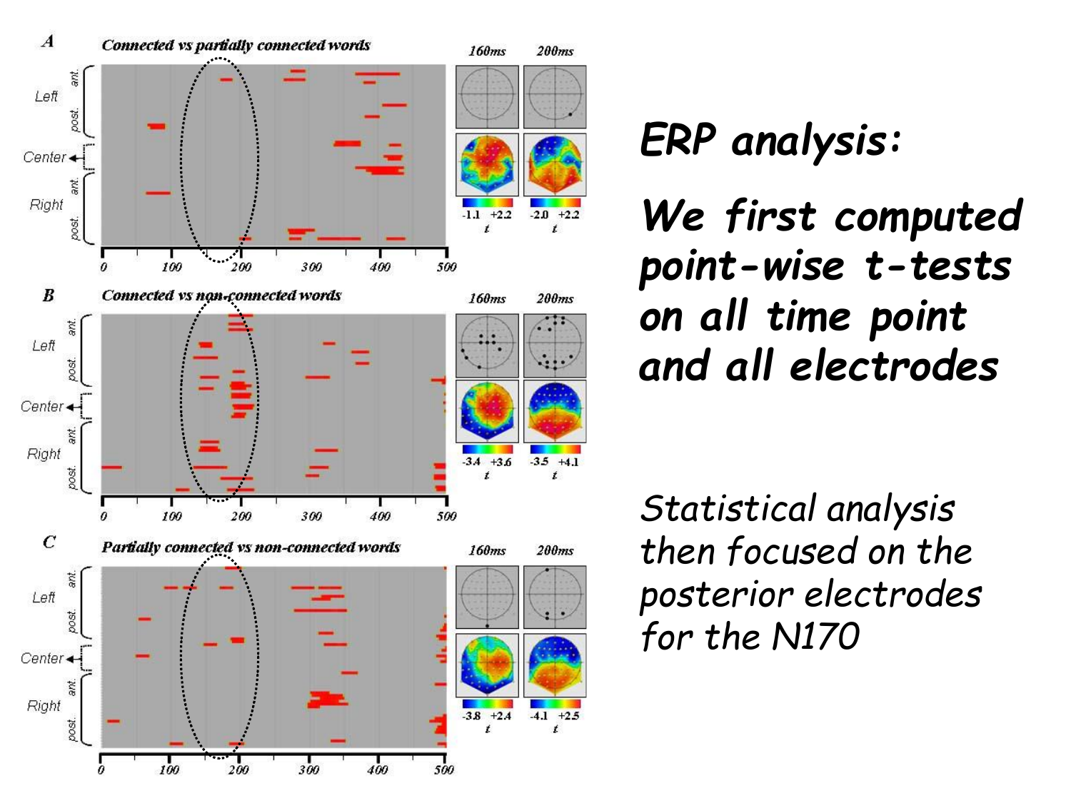## ERP analysis:

## We first computed point-wise t-tests on all time point and all electrodes

*Statistical analysis then focused on the posterior electrodes for the N170*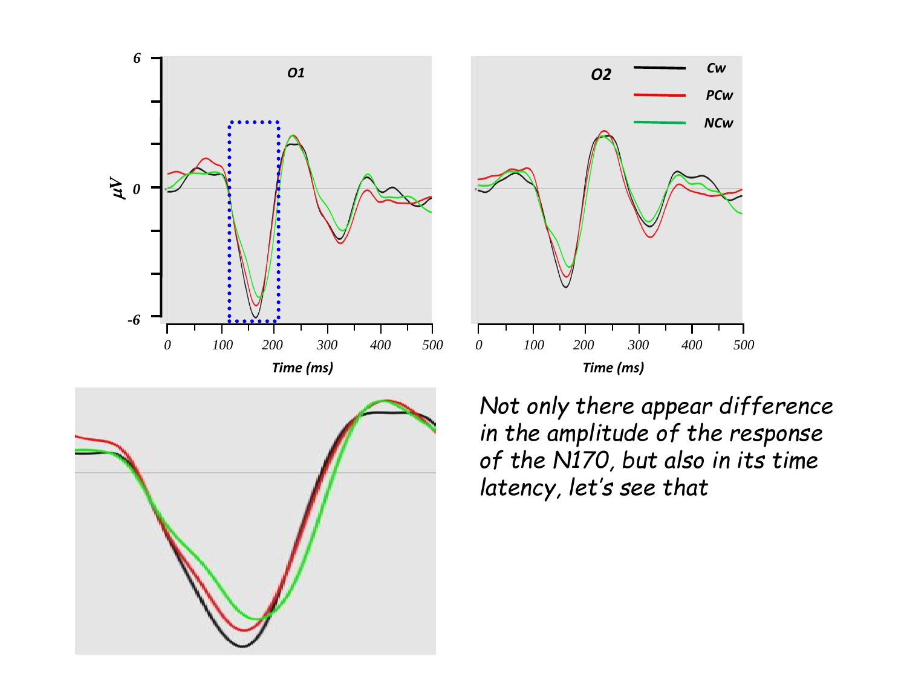Not only there appear difference in the amplitude of the response of the N170, but also in its time latency, let's see that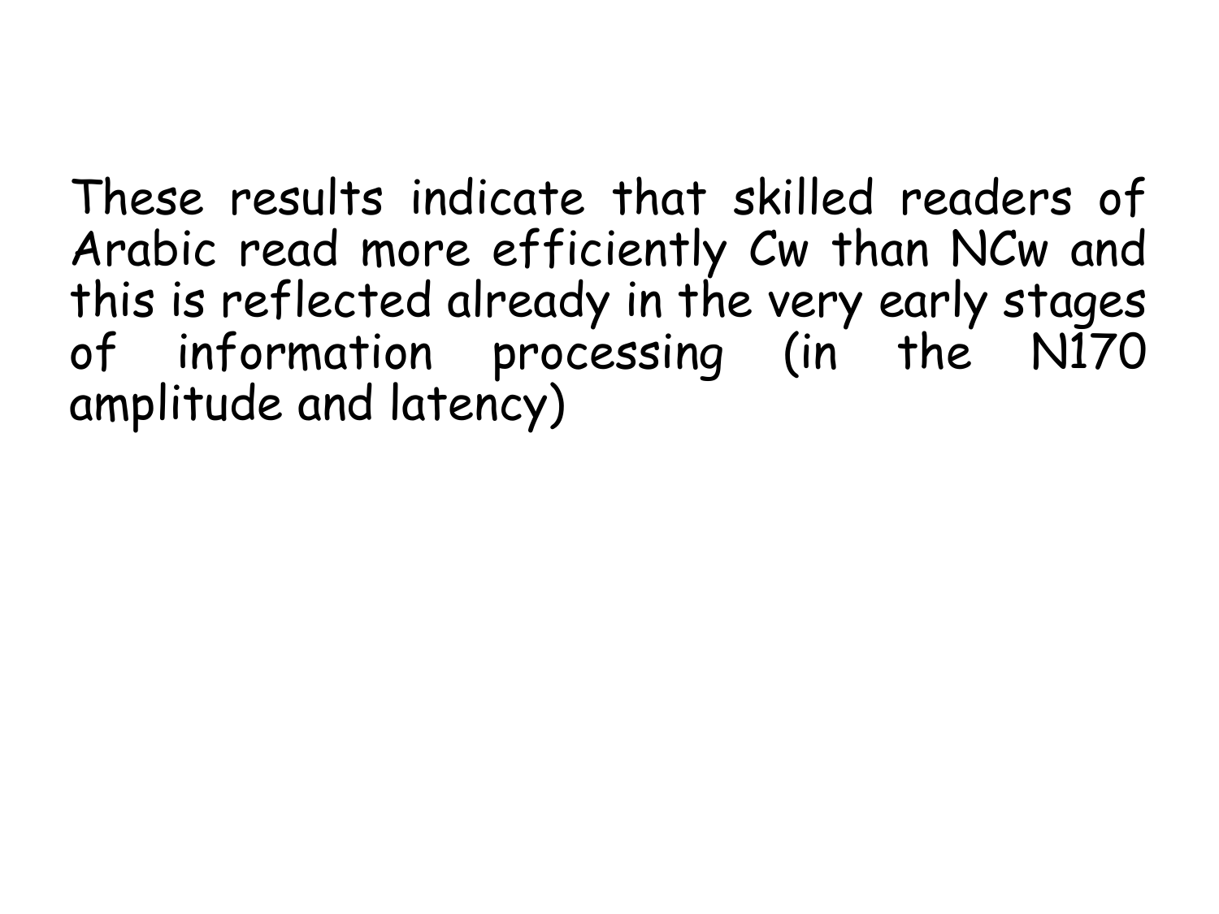These results indicate that skilled readers of Arabic read more efficiently Cw than NCw and this is reflected already in the very early stages of information processing (in the N170 amplitude and latency)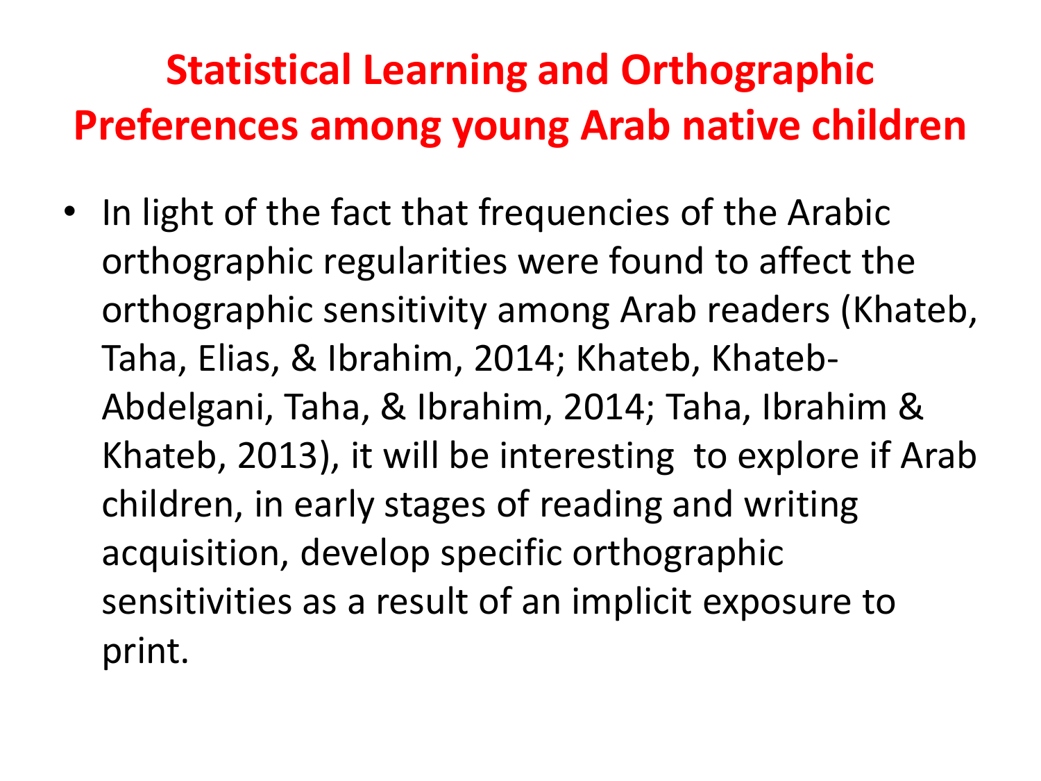# Statistical Learning and Orthographic Preferences among young Arab native children

- In light of the fact that frequencies of the Arabic orthographic regularities were found to affect the orthographic sensitivity among Arab readers (Khateb, Taha, Elias, & Ibrahim, 2014; Khateb, Khateb-Abdelgani, Taha, & Ibrahim, 2014; Taha, Ibrahim & Khateb, 2013), it will be interesting to explore if Arab children, in early stages of reading and writing acquisition, develop specific orthographic sensitivities as a result of an implicit exposure to print.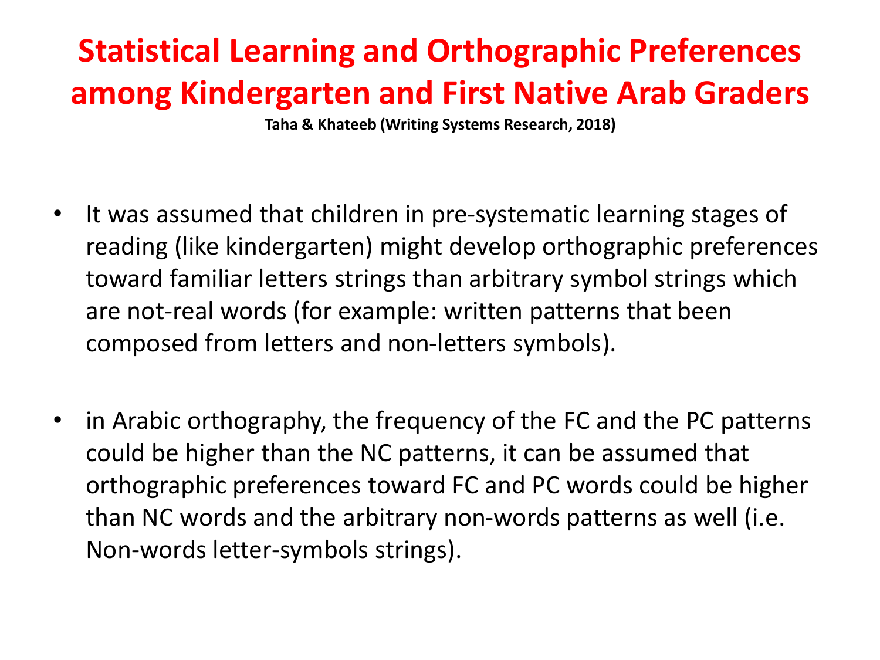# Statistical Learning and Orthographic Preferences among Kindergarten and First Native Arab Graders

**Taha & Khateeb (Writing Systems Research, 2018)**

- It was assumed that children in pre-systematic learning stages of reading (like kindergarten) might develop orthographic preferences toward familiar letters strings than arbitrary symbol strings which are not-real words (for example: written patterns that been composed from letters and non-letters symbols).

- in Arabic orthography, the frequency of the FC and the PC patterns could be higher than the NC patterns, it can be assumed that orthographic preferences toward FC and PC words could be higher than NC words and the arbitrary non-words patterns as well (i.e. Non-words letter-symbols strings).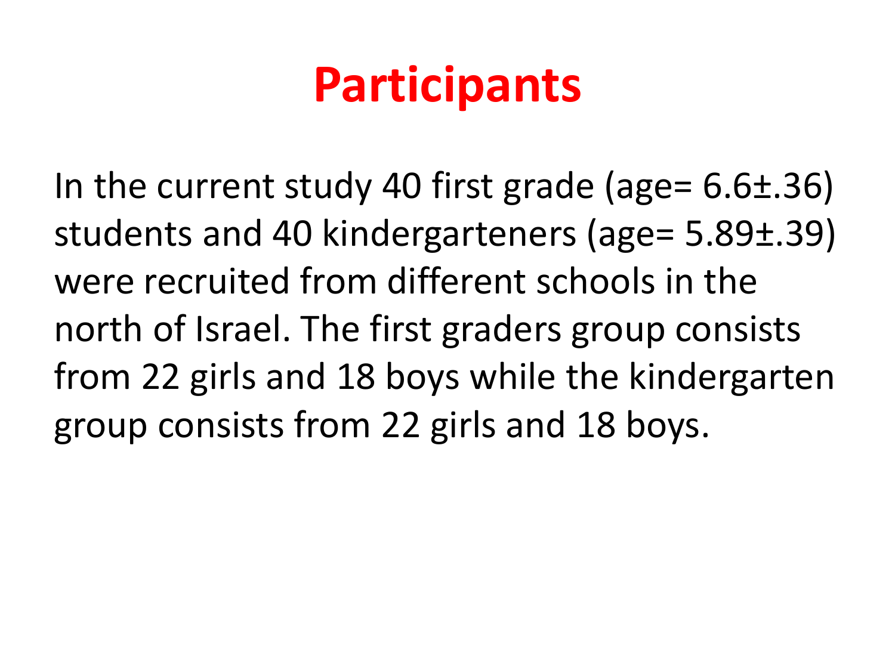# Participants

In the current study 40 first grade (age= 6.6±.36) students and 40 kindergarteners (age= 5.89±.39) were recruited from different schools in the north of Israel. The first graders group consists from 22 girls and 18 boys while the kindergarten group consists from 22 girls and 18 boys.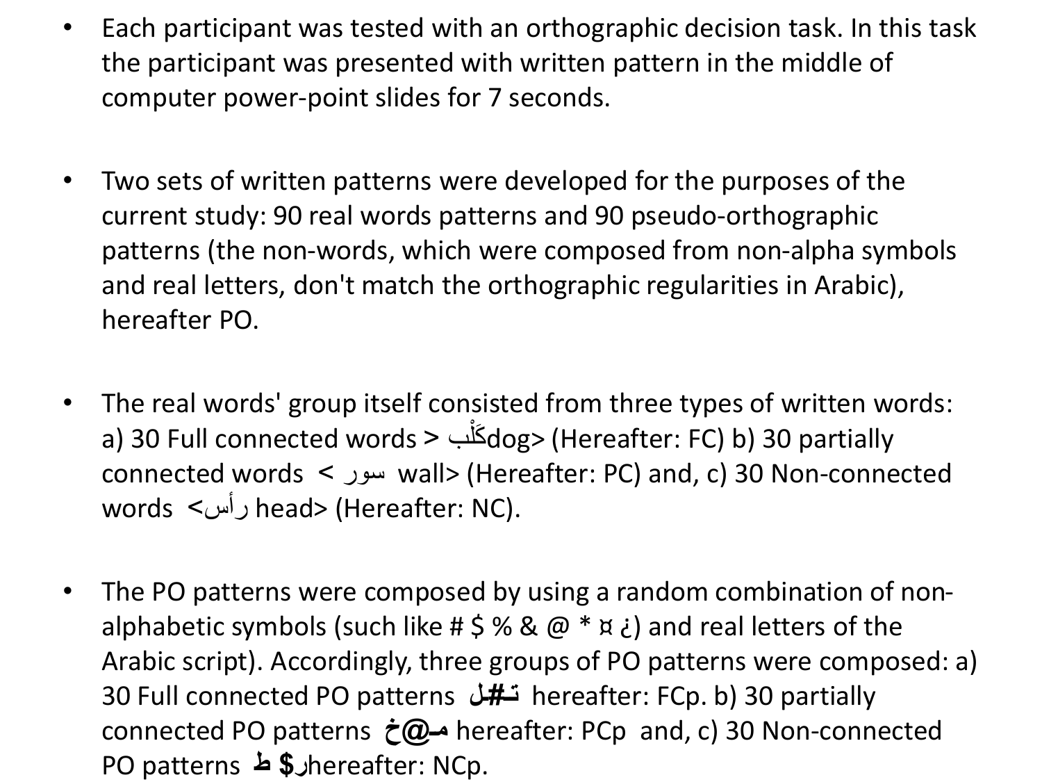- Each participant was tested with an orthographic decision task. In this task the participant was presented with written pattern in the middle of computer power-point slides for 7 seconds.

- Two sets of written patterns were developed for the purposes of the current study: 90 real words patterns and 90 pseudo-orthographic patterns (the non-words, which were composed from non-alpha symbols and real letters, don't match the orthographic regularities in Arabic), hereafter PO.

- The real words' group itself consisted from three types of written words: a) 30 Full connected words > كَلْب dog> (Hereafter: FC) b) 30 partially connected words < سور wall> (Hereafter: PC) and, c) 30 Non-connected words <رأس head> (Hereafter: NC).

- The PO patterns were composed by using a random combination of non-alphabetic symbols (such like # $ % & @ * ¤ ¿) and real letters of the Arabic script). Accordingly, three groups of PO patterns were composed: a) 30 Full connected PO patterns تـ#ـل hereafter: FCp. b) 30 partially connected PO patterns مـ@خ hereafter: PCp and, c) 30 Non-connected PO patterns ط $ر hereafter: NCp.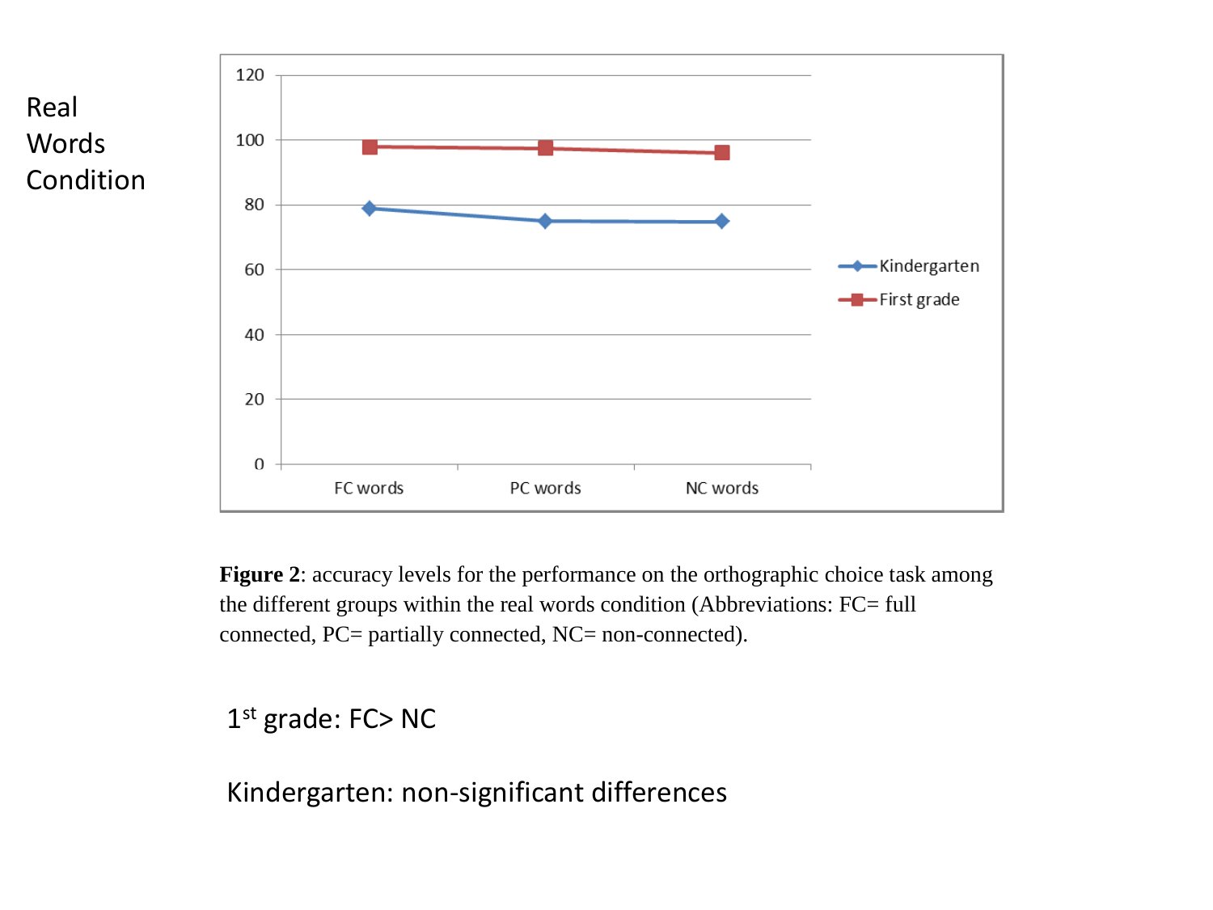Real Words Condition

Figure 2: accuracy levels for the performance on the orthographic choice task among the different groups within the real words condition (Abbreviations: FC= full connected, PC= partially connected, NC= non-connected).

1st grade: FC> NC

Kindergarten: non-significant differences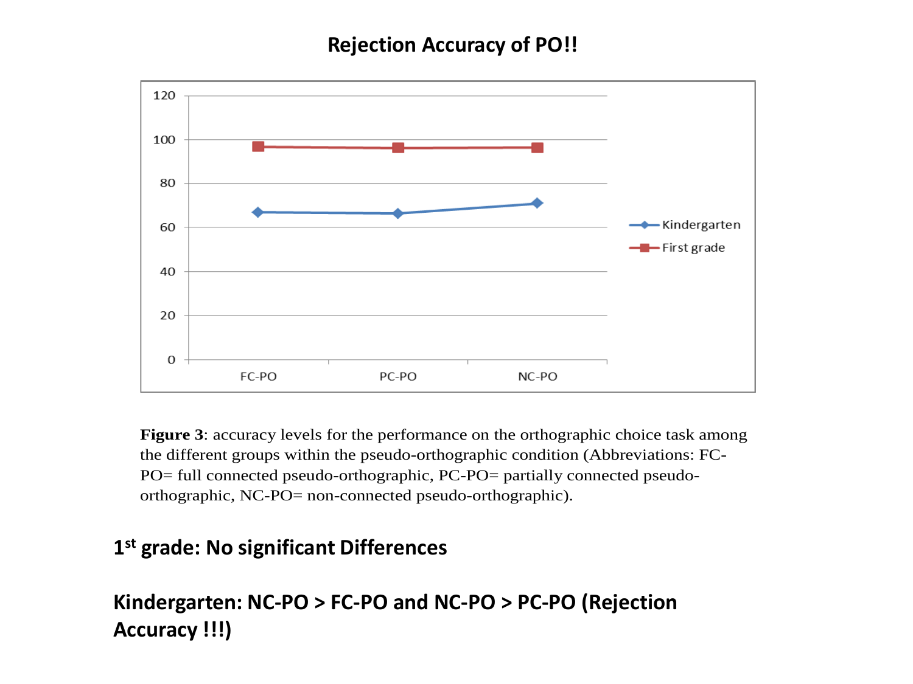# Rejection Accuracy of PO!!

**Figure 3**: accuracy levels for the performance on the orthographic choice task among the different groups within the pseudo-orthographic condition (Abbreviations: FC-PO= full connected pseudo-orthographic, PC-PO= partially connected pseudo-orthographic, NC-PO= non-connected pseudo-orthographic).

**1st grade: No significant Differences**

**Kindergarten: NC-PO > FC-PO and NC-PO > PC-PO (Rejection Accuracy !!!)**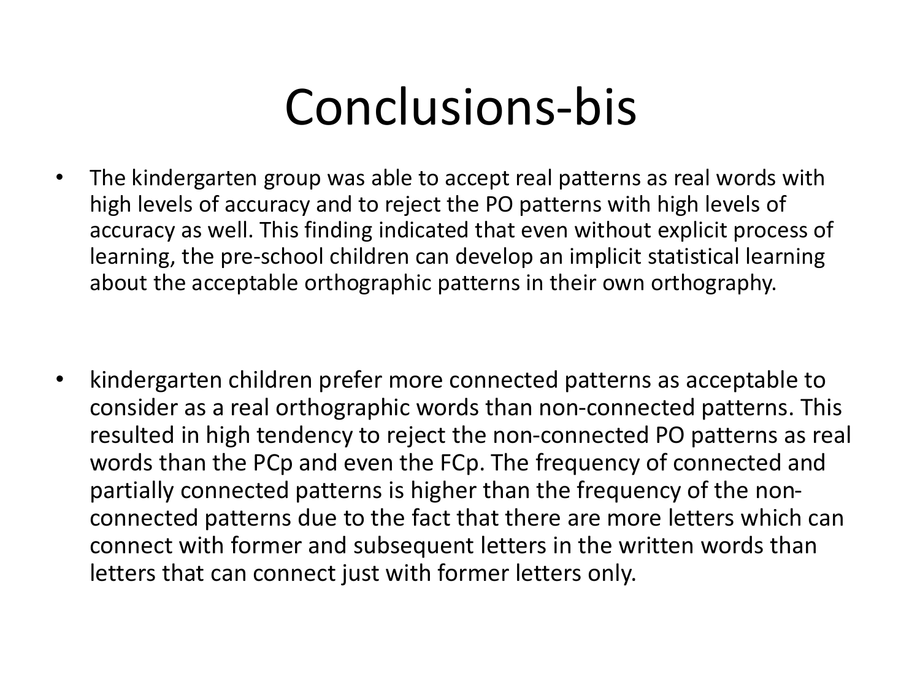# Conclusions-bis

- The kindergarten group was able to accept real patterns as real words with high levels of accuracy and to reject the PO patterns with high levels of accuracy as well. This finding indicated that even without explicit process of learning, the pre-school children can develop an implicit statistical learning about the acceptable orthographic patterns in their own orthography.

- kindergarten children prefer more connected patterns as acceptable to consider as a real orthographic words than non-connected patterns. This resulted in high tendency to reject the non-connected PO patterns as real words than the PCp and even the FCp. The frequency of connected and partially connected patterns is higher than the frequency of the non-connected patterns due to the fact that there are more letters which can connect with former and subsequent letters in the written words than letters that can connect just with former letters only.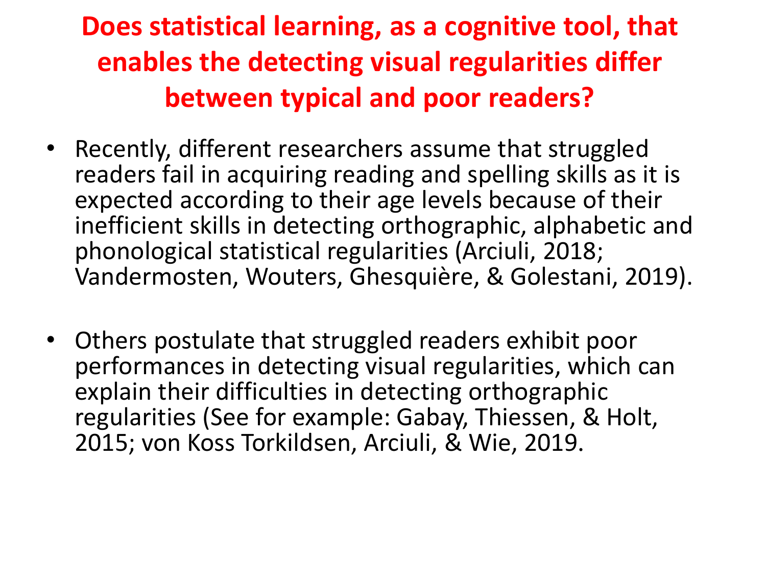# Does statistical learning, as a cognitive tool, that enables the detecting visual regularities differ between typical and poor readers?

- Recently, different researchers assume that struggled readers fail in acquiring reading and spelling skills as it is expected according to their age levels because of their inefficient skills in detecting orthographic, alphabetic and phonological statistical regularities (Arciuli, 2018; Vandermosten, Wouters, Ghesquière, & Golestani, 2019).

- Others postulate that struggled readers exhibit poor performances in detecting visual regularities, which can explain their difficulties in detecting orthographic regularities (See for example: Gabay, Thiessen, & Holt, 2015; von Koss Torkildsen, Arciuli, & Wie, 2019.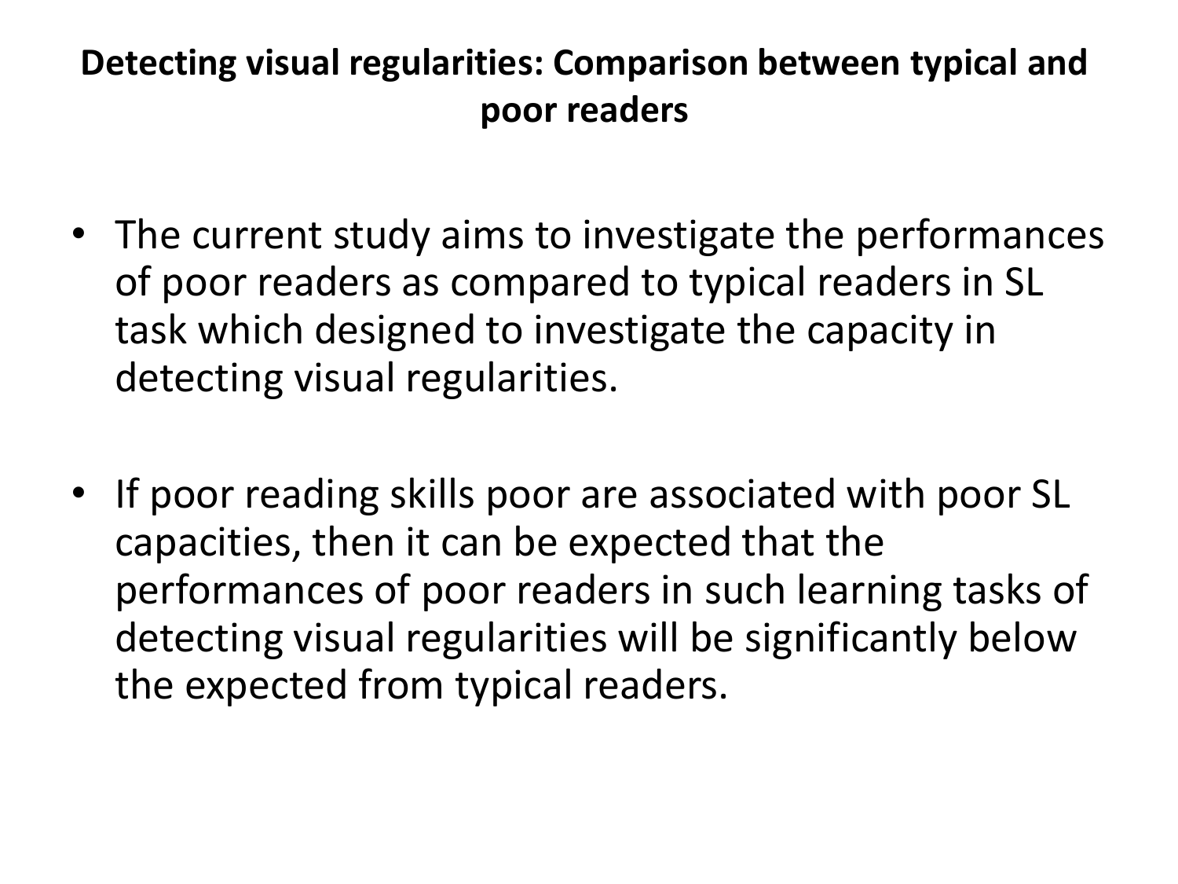# Detecting visual regularities: Comparison between typical and poor readers

- The current study aims to investigate the performances of poor readers as compared to typical readers in SL task which designed to investigate the capacity in detecting visual regularities.
- If poor reading skills poor are associated with poor SL capacities, then it can be expected that the performances of poor readers in such learning tasks of detecting visual regularities will be significantly below the expected from typical readers.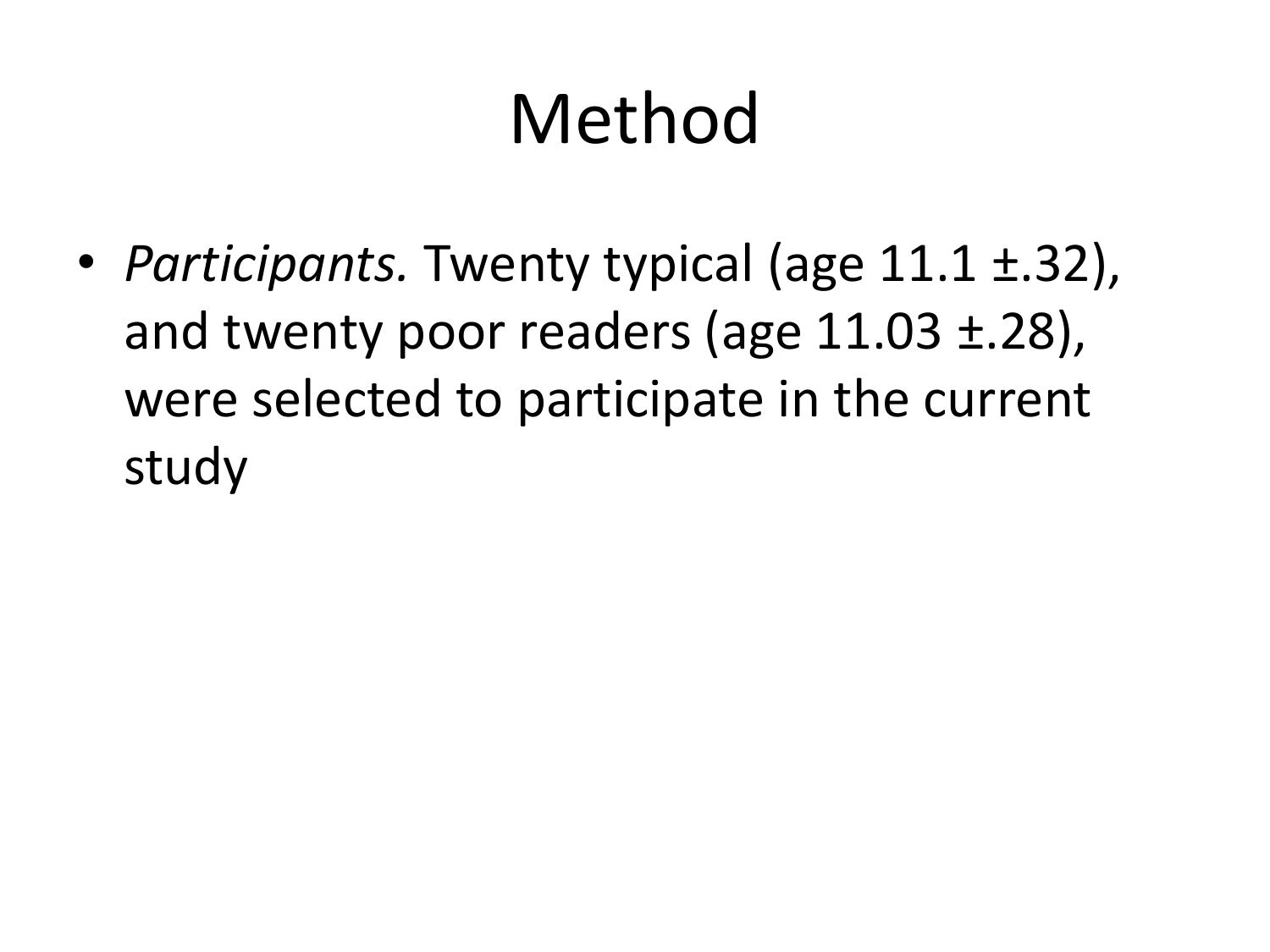# Method

- *Participants.* Twenty typical (age 11.1 ±.32), and twenty poor readers (age 11.03 ±.28), were selected to participate in the current study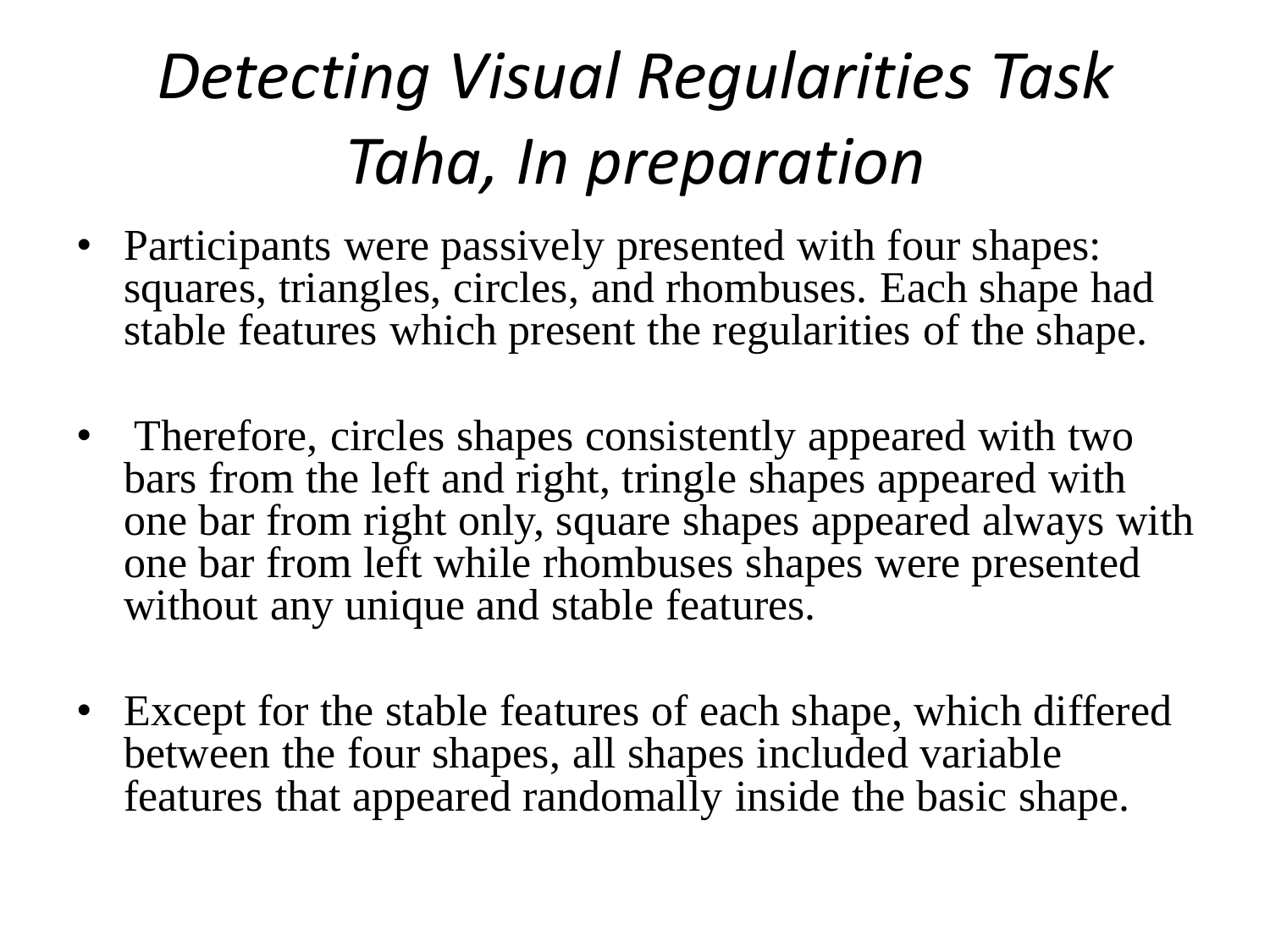# *Detecting Visual Regularities Task Taha, In preparation*

- Participants were passively presented with four shapes: squares, triangles, circles, and rhombuses. Each shape had stable features which present the regularities of the shape.

- Therefore, circles shapes consistently appeared with two bars from the left and right, tringle shapes appeared with one bar from right only, square shapes appeared always with one bar from left while rhombuses shapes were presented without any unique and stable features.

- Except for the stable features of each shape, which differed between the four shapes, all shapes included variable features that appeared randomally inside the basic shape.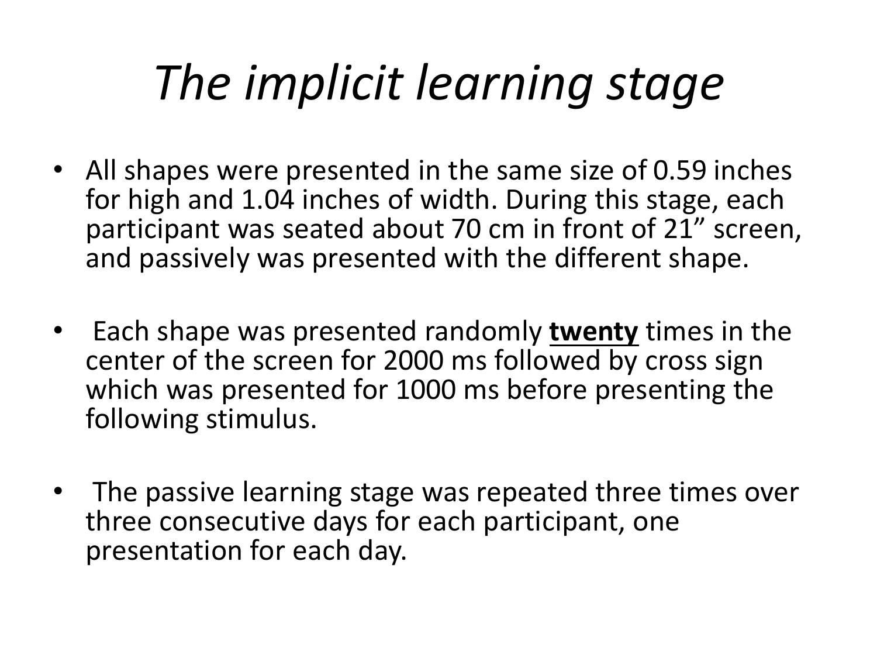# *The implicit learning stage*

- All shapes were presented in the same size of 0.59 inches for high and 1.04 inches of width. During this stage, each participant was seated about 70 cm in front of 21” screen, and passively was presented with the different shape.

- Each shape was presented randomly **twenty** times in the center of the screen for 2000 ms followed by cross sign which was presented for 1000 ms before presenting the following stimulus.

- The passive learning stage was repeated three times over three consecutive days for each participant, one presentation for each day.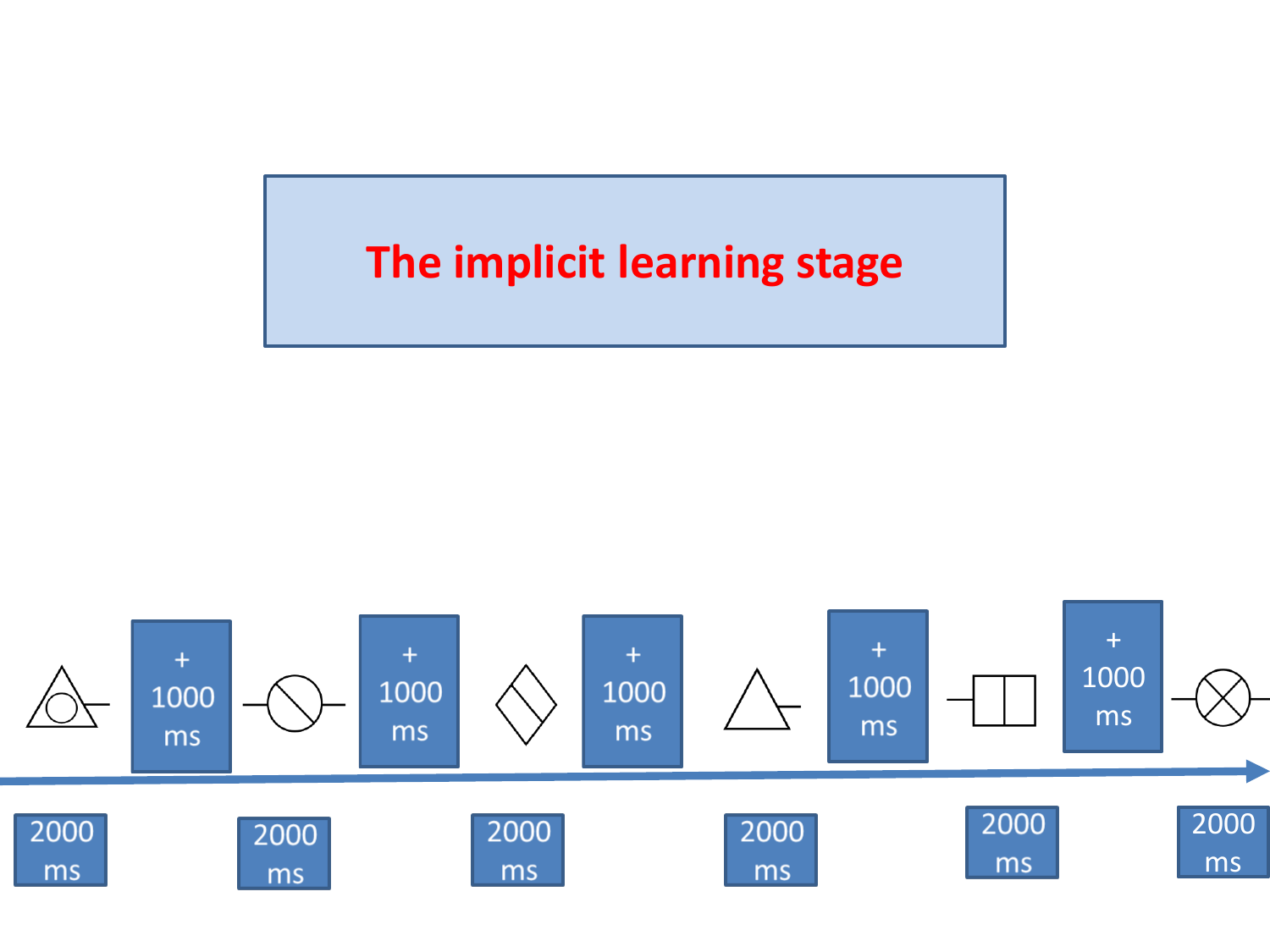# The implicit learning stage

+ 1000 ms

+ 1000 ms

+ 1000 ms

+ 1000 ms

+ 1000 ms

2000 ms

2000 ms

2000 ms

2000 ms

2000 ms

2000 ms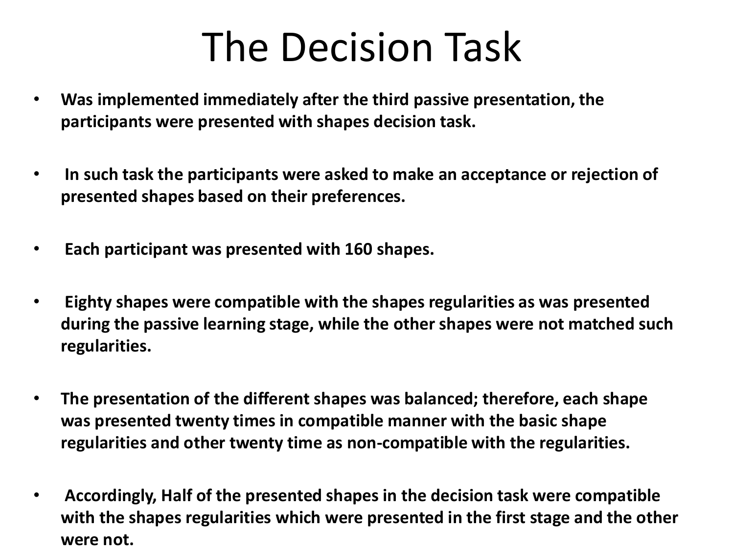# The Decision Task

- **Was implemented immediately after the third passive presentation, the participants were presented with shapes decision task.**
- **In such task the participants were asked to make an acceptance or rejection of presented shapes based on their preferences.**
- **Each participant was presented with 160 shapes.**
- **Eighty shapes were compatible with the shapes regularities as was presented during the passive learning stage, while the other shapes were not matched such regularities.**
- **The presentation of the different shapes was balanced; therefore, each shape was presented twenty times in compatible manner with the basic shape regularities and other twenty time as non-compatible with the regularities.**
- **Accordingly, Half of the presented shapes in the decision task were compatible with the shapes regularities which were presented in the first stage and the other were not.**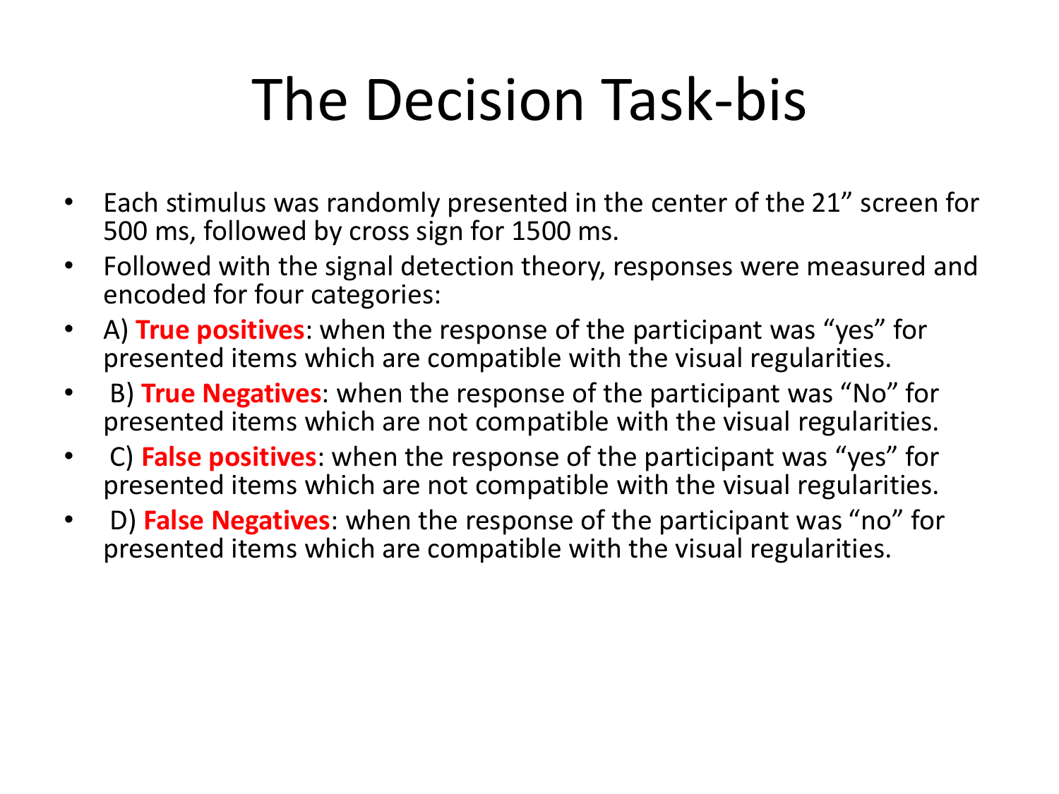# The Decision Task-bis

- Each stimulus was randomly presented in the center of the 21” screen for 500 ms, followed by cross sign for 1500 ms.
- Followed with the signal detection theory, responses were measured and encoded for four categories:
- A) **True positives**: when the response of the participant was “yes” for presented items which are compatible with the visual regularities.
- B) **True Negatives**: when the response of the participant was “No” for presented items which are not compatible with the visual regularities.
- C) **False positives**: when the response of the participant was “yes” for presented items which are not compatible with the visual regularities.
- D) **False Negatives**: when the response of the participant was “no” for presented items which are compatible with the visual regularities.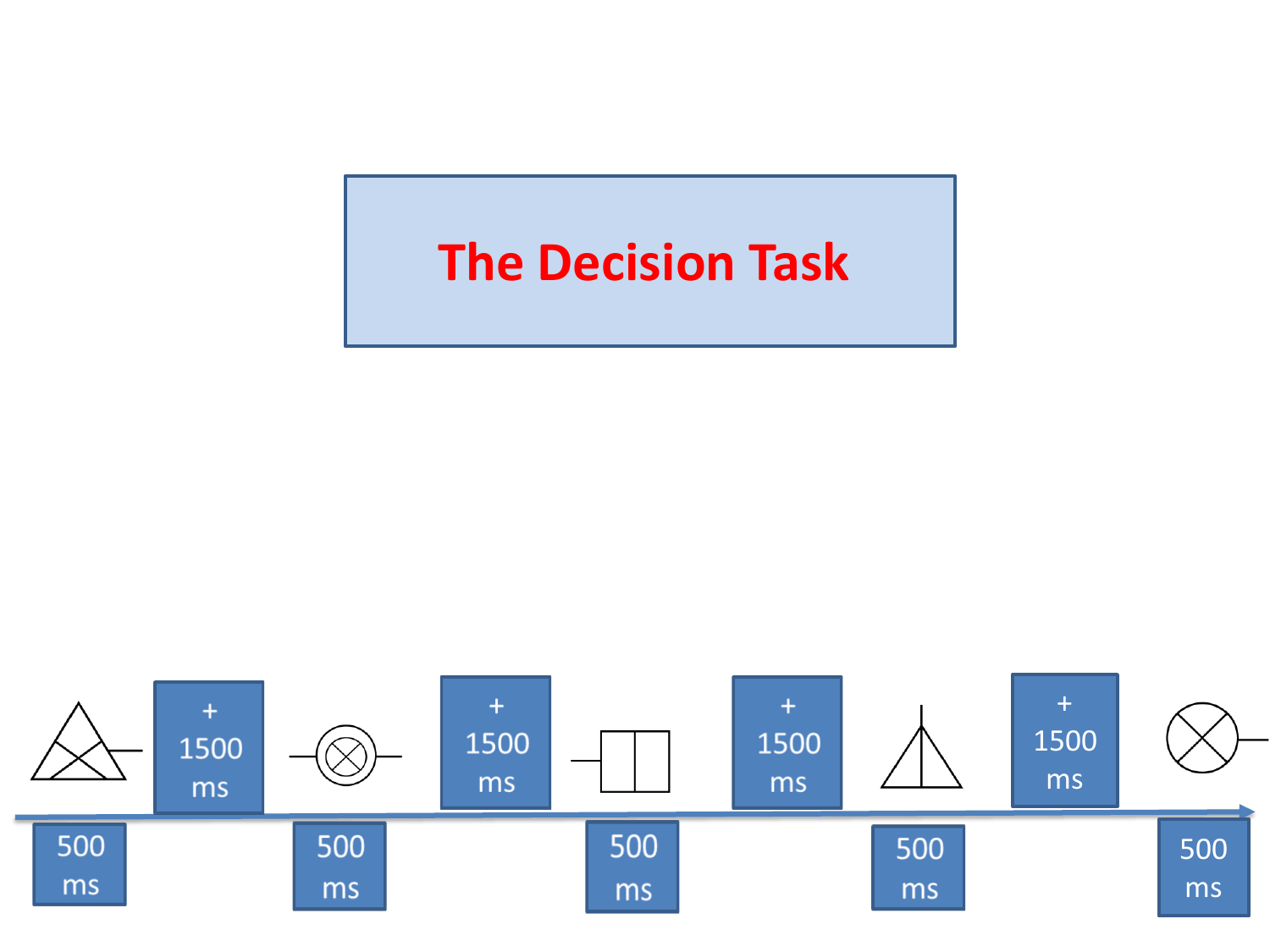# The Decision Task

500 ms | + 1500 ms | 500 ms | + 1500 ms | 500 ms | + 1500 ms | 500 ms | + 1500 ms | 500 ms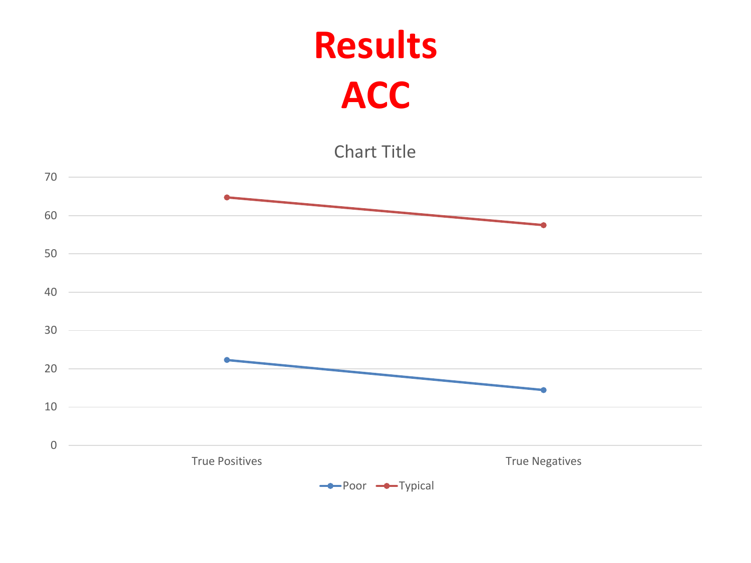# Results
# ACC

Chart Title

| | True Positives | True Negatives |
|---|---|---|
| Poor | 22.3 | 14.5 |
| Typical | 64.8 | 57.5 |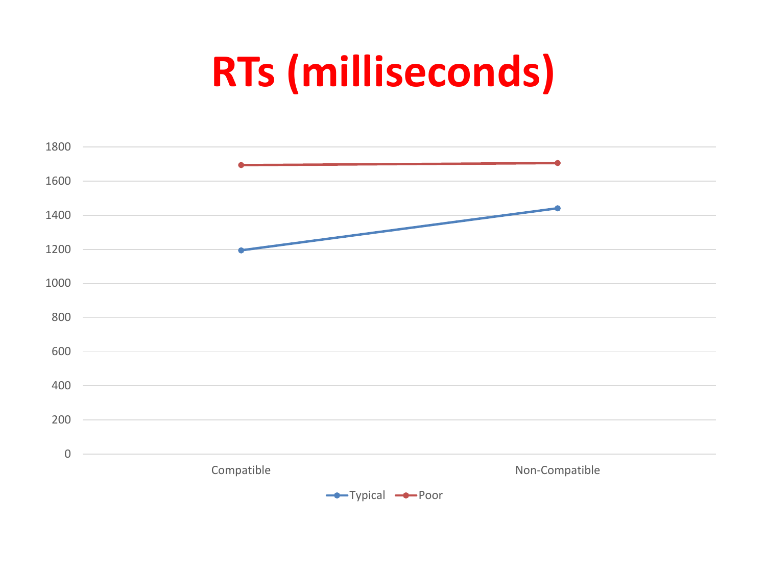# RTs (milliseconds)

| | Compatible | Non-Compatible |
|---|---|---|
| Typical | ~1195 | ~1440 |
| Poor | ~1695 | ~1705 |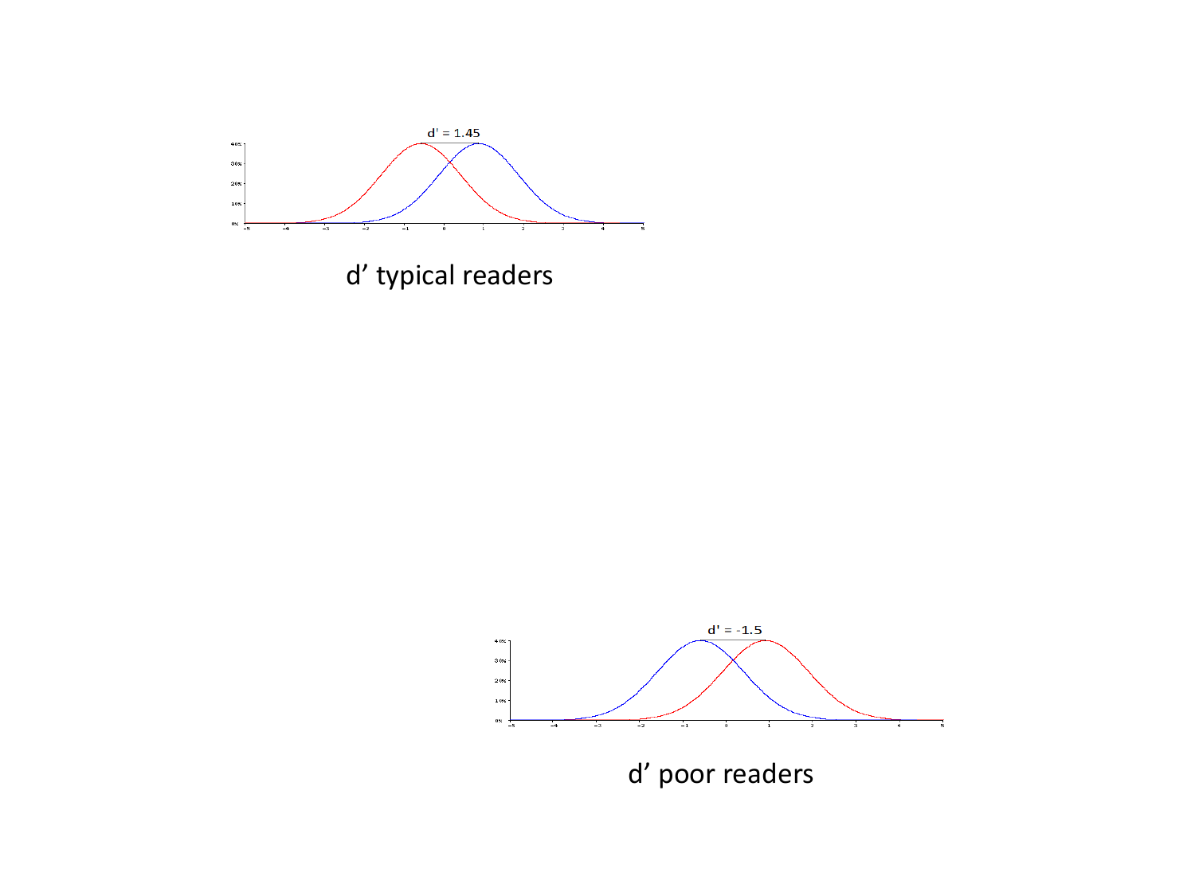d' = 1.45

d’ typical readers

d' = -1.5

d’ poor readers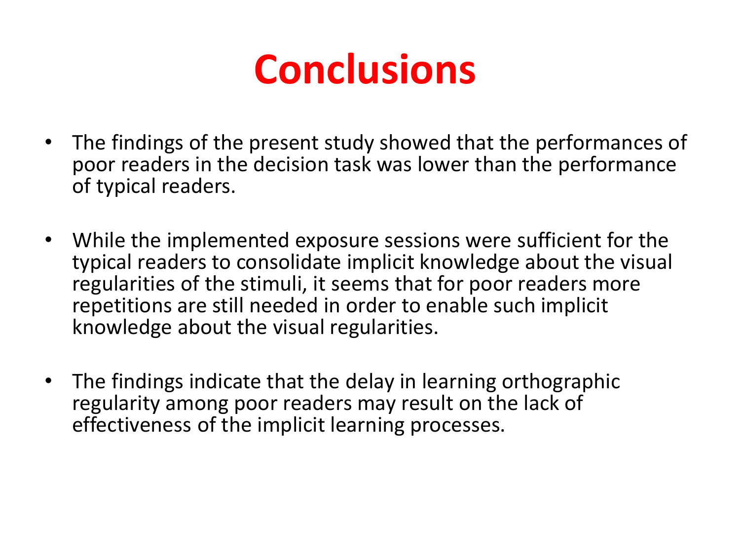# Conclusions

- The findings of the present study showed that the performances of poor readers in the decision task was lower than the performance of typical readers.
- While the implemented exposure sessions were sufficient for the typical readers to consolidate implicit knowledge about the visual regularities of the stimuli, it seems that for poor readers more repetitions are still needed in order to enable such implicit knowledge about the visual regularities.
- The findings indicate that the delay in learning orthographic regularity among poor readers may result on the lack of effectiveness of the implicit learning processes.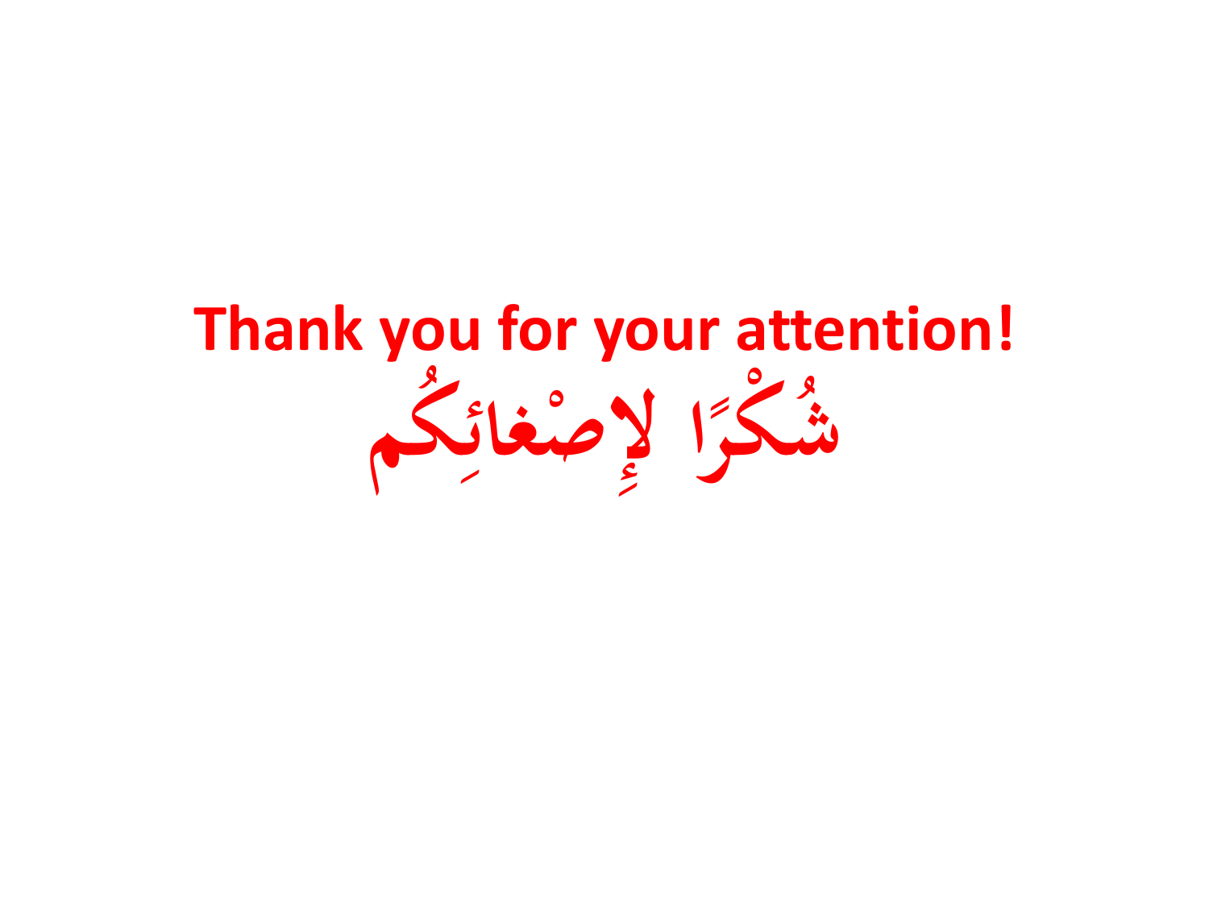**Thank you for your attention!**

**شُكْرًا لإِصْغائِكُم**